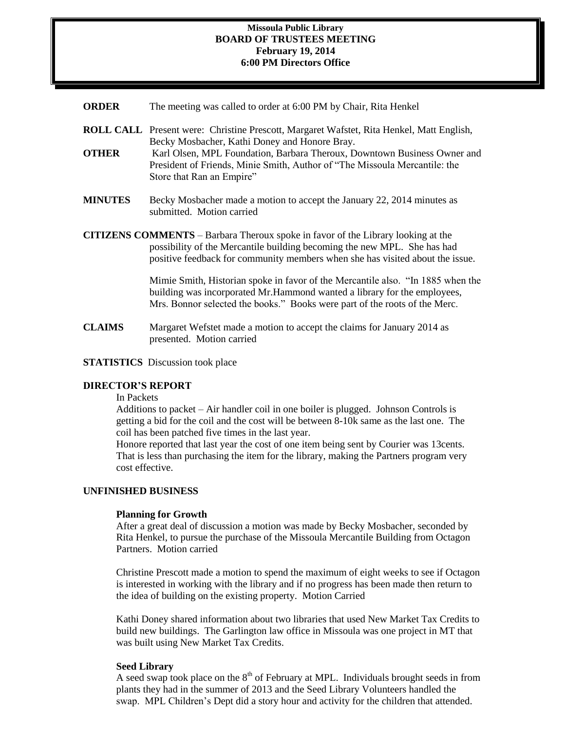# Missoula Public Library
## BOARD OF TRUSTEES MEETING
### February 19, 2014
### 6:00 PM Directors Office

**ORDER** The meeting was called to order at 6:00 PM by Chair, Rita Henkel

**ROLL CALL** Present were: Christine Prescott, Margaret Wafstet, Rita Henkel, Matt English, Becky Mosbacher, Kathi Doney and Honore Bray.

**OTHER** Karl Olsen, MPL Foundation, Barbara Theroux, Downtown Business Owner and President of Friends, Minie Smith, Author of "The Missoula Mercantile: the Store that Ran an Empire"

**MINUTES** Becky Mosbacher made a motion to accept the January 22, 2014 minutes as submitted. Motion carried

**CITIZENS COMMENTS** – Barbara Theroux spoke in favor of the Library looking at the possibility of the Mercantile building becoming the new MPL. She has had positive feedback for community members when she has visited about the issue.

Mimie Smith, Historian spoke in favor of the Mercantile also. "In 1885 when the building was incorporated Mr.Hammond wanted a library for the employees, Mrs. Bonnor selected the books." Books were part of the roots of the Merc.

**CLAIMS** Margaret Wefstet made a motion to accept the claims for January 2014 as presented. Motion carried

**STATISTICS** Discussion took place

**DIRECTOR'S REPORT**

In Packets

Additions to packet – Air handler coil in one boiler is plugged. Johnson Controls is getting a bid for the coil and the cost will be between 8-10k same as the last one. The coil has been patched five times in the last year.

Honore reported that last year the cost of one item being sent by Courier was 13cents. That is less than purchasing the item for the library, making the Partners program very cost effective.

**UNFINISHED BUSINESS**

**Planning for Growth**

After a great deal of discussion a motion was made by Becky Mosbacher, seconded by Rita Henkel, to pursue the purchase of the Missoula Mercantile Building from Octagon Partners. Motion carried

Christine Prescott made a motion to spend the maximum of eight weeks to see if Octagon is interested in working with the library and if no progress has been made then return to the idea of building on the existing property. Motion Carried

Kathi Doney shared information about two libraries that used New Market Tax Credits to build new buildings. The Garlington law office in Missoula was one project in MT that was built using New Market Tax Credits.

**Seed Library**

A seed swap took place on the 8th of February at MPL. Individuals brought seeds in from plants they had in the summer of 2013 and the Seed Library Volunteers handled the swap. MPL Children's Dept did a story hour and activity for the children that attended.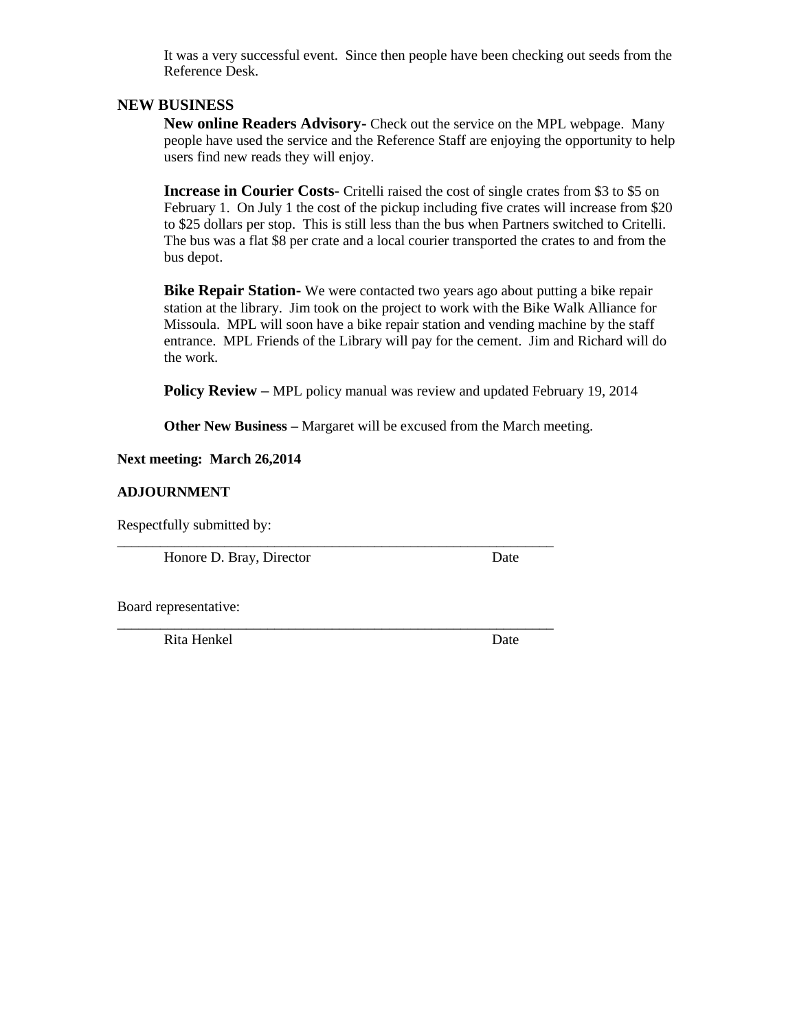It was a very successful event. Since then people have been checking out seeds from the Reference Desk.

## NEW BUSINESS

**New online Readers Advisory-** Check out the service on the MPL webpage. Many people have used the service and the Reference Staff are enjoying the opportunity to help users find new reads they will enjoy.

**Increase in Courier Costs-** Critelli raised the cost of single crates from $3 to $5 on February 1. On July 1 the cost of the pickup including five crates will increase from $20 to $25 dollars per stop. This is still less than the bus when Partners switched to Critelli. The bus was a flat $8 per crate and a local courier transported the crates to and from the bus depot.

**Bike Repair Station-** We were contacted two years ago about putting a bike repair station at the library. Jim took on the project to work with the Bike Walk Alliance for Missoula. MPL will soon have a bike repair station and vending machine by the staff entrance. MPL Friends of the Library will pay for the cement. Jim and Richard will do the work.

**Policy Review –** MPL policy manual was review and updated February 19, 2014

**Other New Business –** Margaret will be excused from the March meeting.

**Next meeting: March 26,2014**

**ADJOURNMENT**

Respectfully submitted by:

\_\_\_\_\_\_\_\_\_\_\_\_\_\_\_\_\_\_\_\_\_\_\_\_\_\_\_\_\_\_\_\_\_\_\_\_\_\_\_\_\_\_\_\_\_\_\_\_\_\_\_\_\_\_\_\_\_\_\_\_\_\_

Honore D. Bray, Director Date

Board representative:

\_\_\_\_\_\_\_\_\_\_\_\_\_\_\_\_\_\_\_\_\_\_\_\_\_\_\_\_\_\_\_\_\_\_\_\_\_\_\_\_\_\_\_\_\_\_\_\_\_\_\_\_\_\_\_\_\_\_\_\_\_\_

Rita Henkel Date